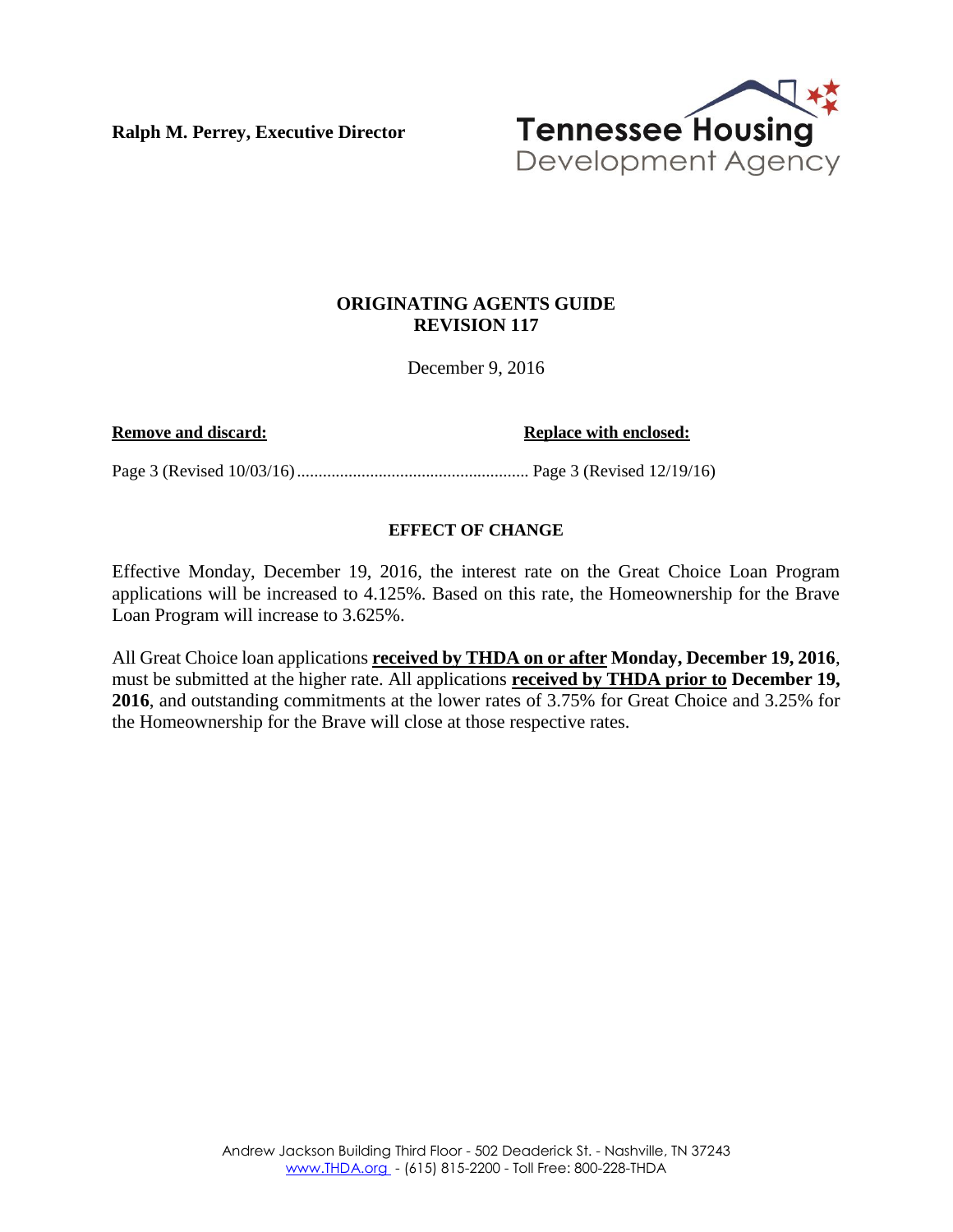**Ralph M. Perrey, Executive Director**

Tennessee Housing Development Agency

## ORIGINATING AGENTS GUIDE
## REVISION 117

December 9, 2016

| **Remove and discard:** | **Replace with enclosed:** |
|---|---|
| Page 3 (Revised 10/03/16) | Page 3 (Revised 12/19/16) |

### EFFECT OF CHANGE

Effective Monday, December 19, 2016, the interest rate on the Great Choice Loan Program applications will be increased to 4.125%. Based on this rate, the Homeownership for the Brave Loan Program will increase to 3.625%.

All Great Choice loan applications **received by THDA on or after** **Monday, December 19, 2016**, must be submitted at the higher rate. All applications **received by THDA prior to** **December 19, 2016**, and outstanding commitments at the lower rates of 3.75% for Great Choice and 3.25% for the Homeownership for the Brave will close at those respective rates.

Andrew Jackson Building Third Floor - 502 Deaderick St. - Nashville, TN 37243
www.THDA.org - (615) 815-2200 - Toll Free: 800-228-THDA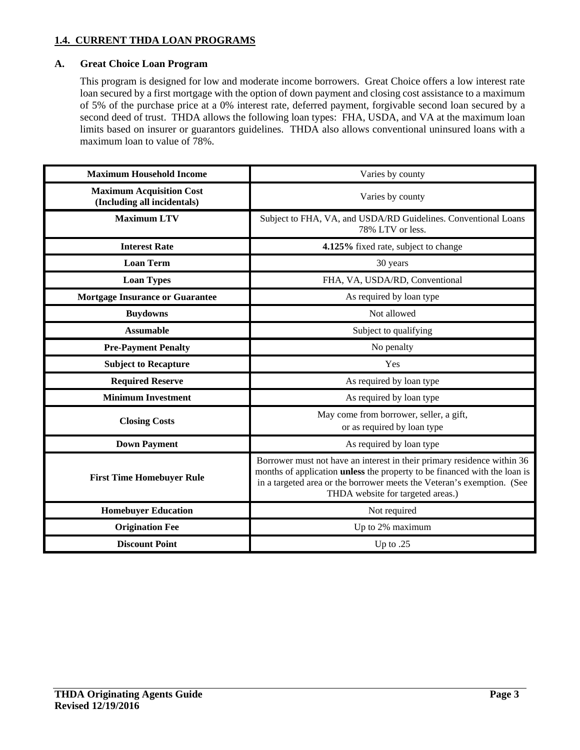## 1.4. CURRENT THDA LOAN PROGRAMS

### A. Great Choice Loan Program

This program is designed for low and moderate income borrowers. Great Choice offers a low interest rate loan secured by a first mortgage with the option of down payment and closing cost assistance to a maximum of 5% of the purchase price at a 0% interest rate, deferred payment, forgivable second loan secured by a second deed of trust. THDA allows the following loan types: FHA, USDA, and VA at the maximum loan limits based on insurer or guarantors guidelines. THDA also allows conventional uninsured loans with a maximum loan to value of 78%.

| | |
|---|---|
| **Maximum Household Income** | Varies by county |
| **Maximum Acquisition Cost (Including all incidentals)** | Varies by county |
| **Maximum LTV** | Subject to FHA, VA, and USDA/RD Guidelines. Conventional Loans 78% LTV or less. |
| **Interest Rate** | **4.125%** fixed rate, subject to change |
| **Loan Term** | 30 years |
| **Loan Types** | FHA, VA, USDA/RD, Conventional |
| **Mortgage Insurance or Guarantee** | As required by loan type |
| **Buydowns** | Not allowed |
| **Assumable** | Subject to qualifying |
| **Pre-Payment Penalty** | No penalty |
| **Subject to Recapture** | Yes |
| **Required Reserve** | As required by loan type |
| **Minimum Investment** | As required by loan type |
| **Closing Costs** | May come from borrower, seller, a gift, or as required by loan type |
| **Down Payment** | As required by loan type |
| **First Time Homebuyer Rule** | Borrower must not have an interest in their primary residence within 36 months of application **unless** the property to be financed with the loan is in a targeted area or the borrower meets the Veteran's exemption. (See THDA website for targeted areas.) |
| **Homebuyer Education** | Not required |
| **Origination Fee** | Up to 2% maximum |
| **Discount Point** | Up to .25 |